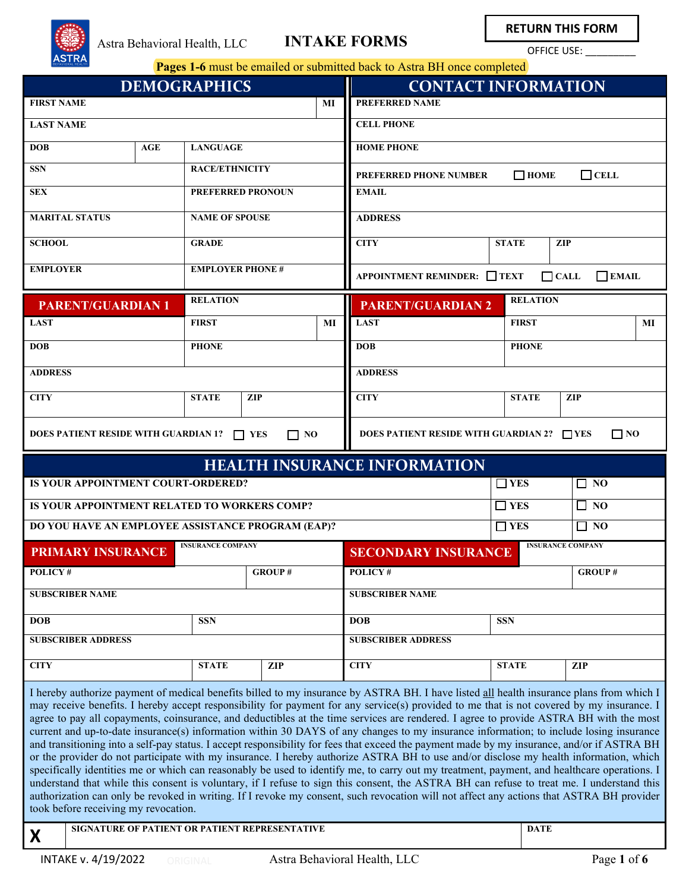Astra Behavioral Health, LLC

# INTAKE FORMS

**RETURN THIS FORM**

OFFICE USE: _________

**Pages 1-6** must be emailed or submitted back to Astra BH once completed

## DEMOGRAPHICS

| | | | |
|---|---|---|---|
| FIRST NAME | | | MI |
| LAST NAME | | | |
| DOB | AGE | LANGUAGE | |
| SSN | | RACE/ETHNICITY | |
| SEX | | PREFERRED PRONOUN | |
| MARITAL STATUS | | NAME OF SPOUSE | |
| SCHOOL | | GRADE | |
| EMPLOYER | | EMPLOYER PHONE # | |

## CONTACT INFORMATION

| | | |
|---|---|---|
| PREFERRED NAME | | |
| CELL PHONE | | |
| HOME PHONE | | |
| PREFERRED PHONE NUMBER ☐ HOME ☐ CELL | | |
| EMAIL | | |
| ADDRESS | | |
| CITY | STATE | ZIP |
| APPOINTMENT REMINDER: ☐ TEXT ☐ CALL ☐ EMAIL | | |

## PARENT/GUARDIAN 1

| | | | |
|---|---|---|---|
| | RELATION | | |
| LAST | FIRST | | MI |
| DOB | PHONE | | |
| ADDRESS | | | |
| CITY | STATE | ZIP | |
| DOES PATIENT RESIDE WITH GUARDIAN 1? ☐ YES ☐ NO | | | |

## PARENT/GUARDIAN 2

| | | | |
|---|---|---|---|
| | RELATION | | |
| LAST | FIRST | | MI |
| DOB | PHONE | | |
| ADDRESS | | | |
| CITY | STATE | ZIP | |
| DOES PATIENT RESIDE WITH GUARDIAN 2? ☐ YES ☐ NO | | | |

## HEALTH INSURANCE INFORMATION

| | | |
|---|---|---|
| IS YOUR APPOINTMENT COURT-ORDERED? | ☐ YES | ☐ NO |
| IS YOUR APPOINTMENT RELATED TO WORKERS COMP? | ☐ YES | ☐ NO |
| DO YOU HAVE AN EMPLOYEE ASSISTANCE PROGRAM (EAP)? | ☐ YES | ☐ NO |

### PRIMARY INSURANCE

| | | |
|---|---|---|
| INSURANCE COMPANY | | |
| POLICY # | | GROUP # |
| SUBSCRIBER NAME | | |
| DOB | SSN | |
| SUBSCRIBER ADDRESS | | |
| CITY | STATE | ZIP |

### SECONDARY INSURANCE

| | | |
|---|---|---|
| INSURANCE COMPANY | | |
| POLICY # | | GROUP # |
| SUBSCRIBER NAME | | |
| DOB | SSN | |
| SUBSCRIBER ADDRESS | | |
| CITY | STATE | ZIP |

I hereby authorize payment of medical benefits billed to my insurance by ASTRA BH. I have listed all health insurance plans from which I may receive benefits. I hereby accept responsibility for payment for any service(s) provided to me that is not covered by my insurance. I agree to pay all copayments, coinsurance, and deductibles at the time services are rendered. I agree to provide ASTRA BH with the most current and up-to-date insurance(s) information within 30 DAYS of any changes to my insurance information; to include losing insurance and transitioning into a self-pay status. I accept responsibility for fees that exceed the payment made by my insurance, and/or if ASTRA BH or the provider do not participate with my insurance. I hereby authorize ASTRA BH to use and/or disclose my health information, which specifically identities me or which can reasonably be used to identify me, to carry out my treatment, payment, and healthcare operations. I understand that while this consent is voluntary, if I refuse to sign this consent, the ASTRA BH can refuse to treat me. I understand this authorization can only be revoked in writing. If I revoke my consent, such revocation will not affect any actions that ASTRA BH provider took before receiving my revocation.

| X | SIGNATURE OF PATIENT OR PATIENT REPRESENTATIVE | DATE |
|---|---|---|

INTAKE v. 4/19/2022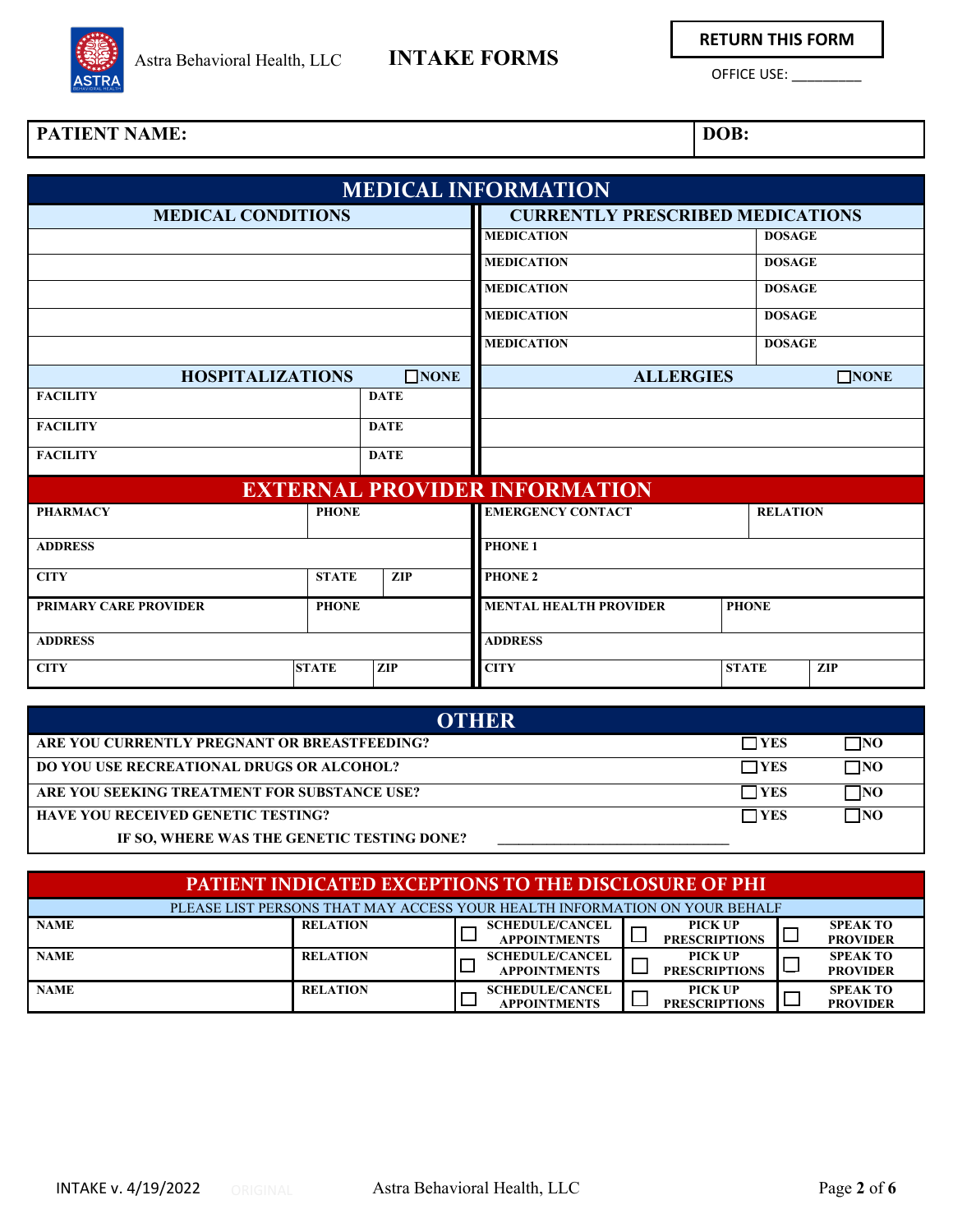Astra Behavioral Health, LLC

# INTAKE FORMS

**RETURN THIS FORM**

OFFICE USE: _________

| **PATIENT NAME:** | **DOB:** |
|---|---|

## MEDICAL INFORMATION

| **MEDICAL CONDITIONS** | **CURRENTLY PRESCRIBED MEDICATIONS** | |
|---|---|---|
| | **MEDICATION** | **DOSAGE** |
| | **MEDICATION** | **DOSAGE** |
| | **MEDICATION** | **DOSAGE** |
| | **MEDICATION** | **DOSAGE** |
| | **MEDICATION** | **DOSAGE** |

| **HOSPITALIZATIONS** ☐ NONE | | **ALLERGIES** ☐ NONE |
|---|---|---|
| **FACILITY** | **DATE** | |
| **FACILITY** | **DATE** | |
| **FACILITY** | **DATE** | |

## EXTERNAL PROVIDER INFORMATION

| **PHARMACY** | **PHONE** | | **EMERGENCY CONTACT** | **RELATION** | |
|---|---|---|---|---|---|
| **ADDRESS** | | | **PHONE 1** | | |
| **CITY** | **STATE** | **ZIP** | **PHONE 2** | | |
| **PRIMARY CARE PROVIDER** | **PHONE** | | **MENTAL HEALTH PROVIDER** | **PHONE** | |
| **ADDRESS** | | | **ADDRESS** | | |
| **CITY** | **STATE** | **ZIP** | **CITY** | **STATE** | **ZIP** |

## OTHER

| | | |
|---|---|---|
| **ARE YOU CURRENTLY PREGNANT OR BREASTFEEDING?** | ☐ **YES** | ☐ **NO** |
| **DO YOU USE RECREATIONAL DRUGS OR ALCOHOL?** | ☐ **YES** | ☐ **NO** |
| **ARE YOU SEEKING TREATMENT FOR SUBSTANCE USE?** | ☐ **YES** | ☐ **NO** |
| **HAVE YOU RECEIVED GENETIC TESTING?** | ☐ **YES** | ☐ **NO** |
| **IF SO, WHERE WAS THE GENETIC TESTING DONE?** ______________________________ | | |

## PATIENT INDICATED EXCEPTIONS TO THE DISCLOSURE OF PHI

PLEASE LIST PERSONS THAT MAY ACCESS YOUR HEALTH INFORMATION ON YOUR BEHALF

| | | | | |
|---|---|---|---|---|
| **NAME** | **RELATION** | ☐ **SCHEDULE/CANCEL APPOINTMENTS** | ☐ **PICK UP PRESCRIPTIONS** | ☐ **SPEAK TO PROVIDER** |
| **NAME** | **RELATION** | ☐ **SCHEDULE/CANCEL APPOINTMENTS** | ☐ **PICK UP PRESCRIPTIONS** | ☐ **SPEAK TO PROVIDER** |
| **NAME** | **RELATION** | ☐ **SCHEDULE/CANCEL APPOINTMENTS** | ☐ **PICK UP PRESCRIPTIONS** | ☐ **SPEAK TO PROVIDER** |

INTAKE v. 4/19/2022 ORIGINAL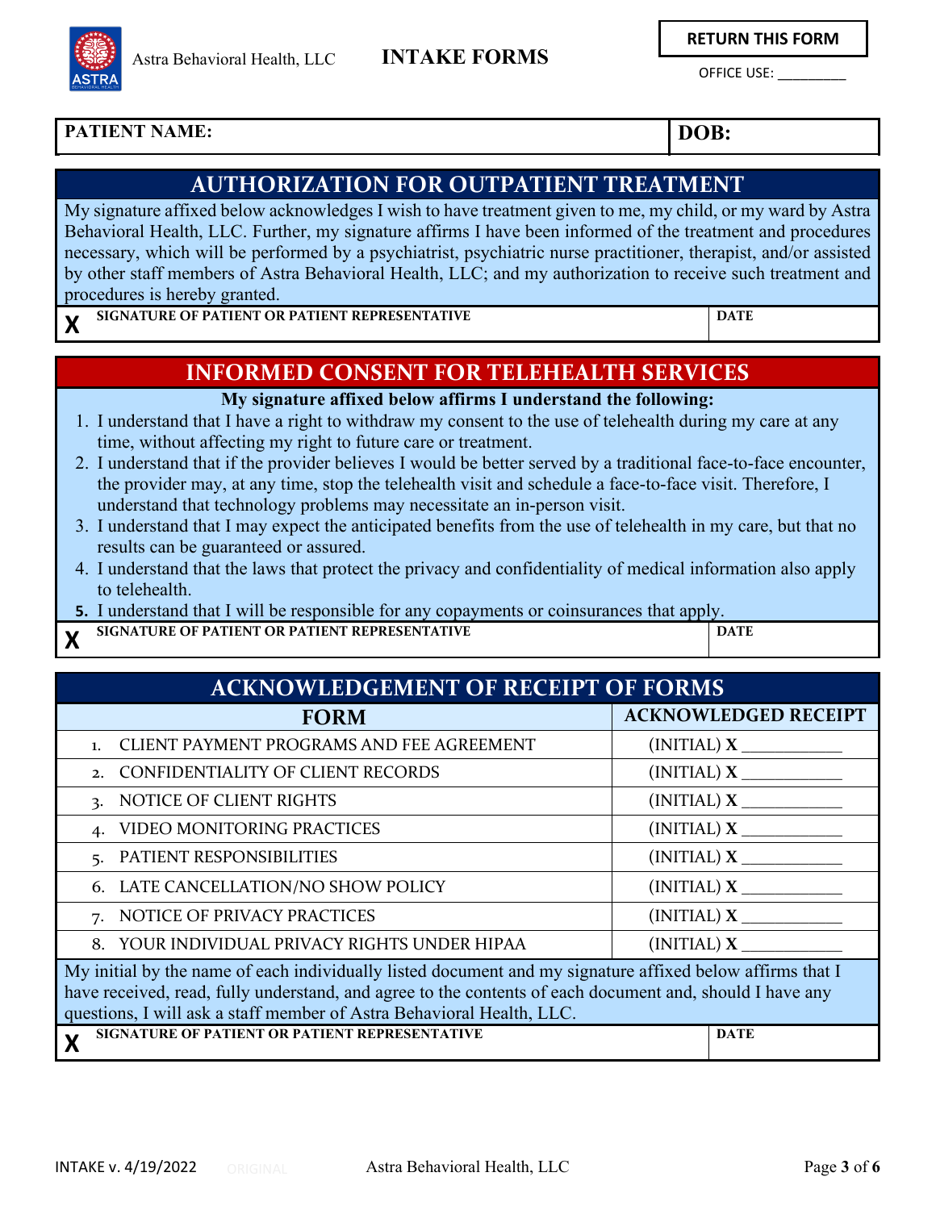Astra Behavioral Health, LLC

**INTAKE FORMS**

**RETURN THIS FORM**

OFFICE USE: _________

| **PATIENT NAME:** | **DOB:** |
|---|---|

## AUTHORIZATION FOR OUTPATIENT TREATMENT

My signature affixed below acknowledges I wish to have treatment given to me, my child, or my ward by Astra Behavioral Health, LLC. Further, my signature affirms I have been informed of the treatment and procedures necessary, which will be performed by a psychiatrist, psychiatric nurse practitioner, therapist, and/or assisted by other staff members of Astra Behavioral Health, LLC; and my authorization to receive such treatment and procedures is hereby granted.

| **X** SIGNATURE OF PATIENT OR PATIENT REPRESENTATIVE | **DATE** |
|---|---|

## INFORMED CONSENT FOR TELEHEALTH SERVICES

**My signature affixed below affirms I understand the following:**

1. I understand that I have a right to withdraw my consent to the use of telehealth during my care at any time, without affecting my right to future care or treatment.
2. I understand that if the provider believes I would be better served by a traditional face-to-face encounter, the provider may, at any time, stop the telehealth visit and schedule a face-to-face visit. Therefore, I understand that technology problems may necessitate an in-person visit.
3. I understand that I may expect the anticipated benefits from the use of telehealth in my care, but that no results can be guaranteed or assured.
4. I understand that the laws that protect the privacy and confidentiality of medical information also apply to telehealth.
5. I understand that I will be responsible for any copayments or coinsurances that apply.

| **X** SIGNATURE OF PATIENT OR PATIENT REPRESENTATIVE | **DATE** |
|---|---|

## ACKNOWLEDGEMENT OF RECEIPT OF FORMS

| FORM | ACKNOWLEDGED RECEIPT |
|---|---|
| 1. CLIENT PAYMENT PROGRAMS AND FEE AGREEMENT | (INITIAL) **X** ___________ |
| 2. CONFIDENTIALITY OF CLIENT RECORDS | (INITIAL) **X** ___________ |
| 3. NOTICE OF CLIENT RIGHTS | (INITIAL) **X** ___________ |
| 4. VIDEO MONITORING PRACTICES | (INITIAL) **X** ___________ |
| 5. PATIENT RESPONSIBILITIES | (INITIAL) **X** ___________ |
| 6. LATE CANCELLATION/NO SHOW POLICY | (INITIAL) **X** ___________ |
| 7. NOTICE OF PRIVACY PRACTICES | (INITIAL) **X** ___________ |
| 8. YOUR INDIVIDUAL PRIVACY RIGHTS UNDER HIPAA | (INITIAL) **X** ___________ |

My initial by the name of each individually listed document and my signature affixed below affirms that I have received, read, fully understand, and agree to the contents of each document and, should I have any questions, I will ask a staff member of Astra Behavioral Health, LLC.

| **X** SIGNATURE OF PATIENT OR PATIENT REPRESENTATIVE | **DATE** |
|---|---|

INTAKE v. 4/19/2022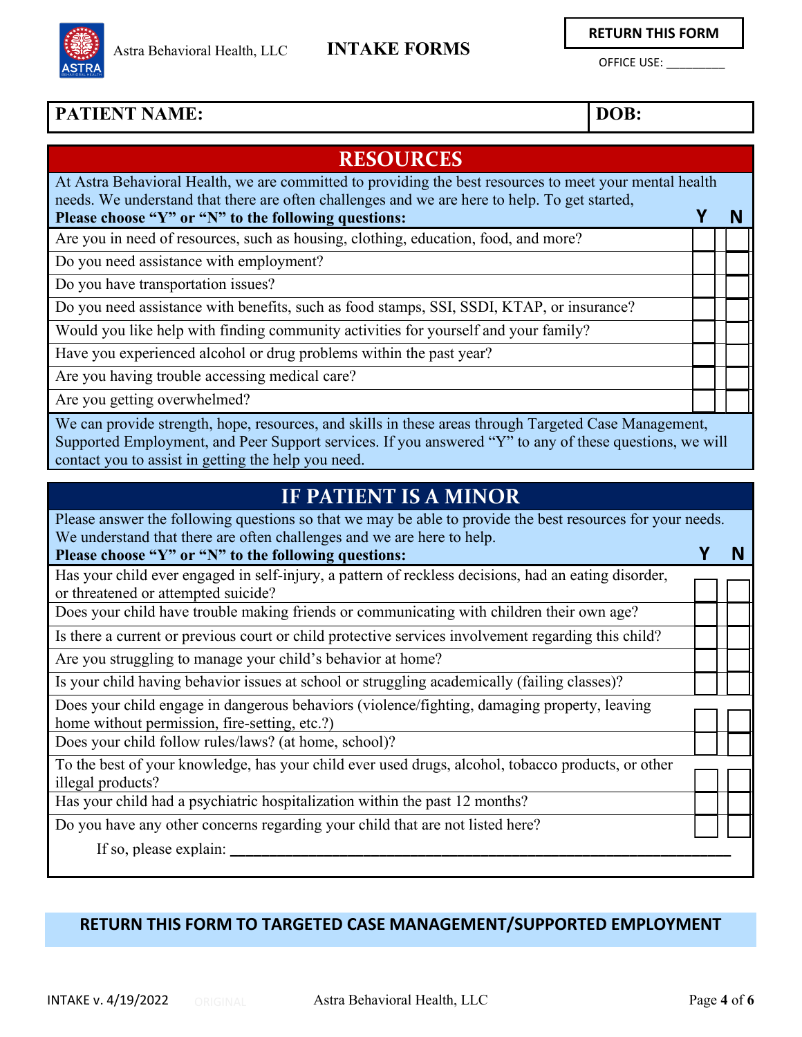Astra Behavioral Health, LLC

# INTAKE FORMS

**RETURN THIS FORM**

OFFICE USE: _________

| **PATIENT NAME:** | **DOB:** |
|---|---|

## RESOURCES

At Astra Behavioral Health, we are committed to providing the best resources to meet your mental health needs. We understand that there are often challenges and we are here to help. To get started,
**Please choose "Y" or "N" to the following questions:**

| Question | Y | N |
|---|---|---|
| Are you in need of resources, such as housing, clothing, education, food, and more? | | |
| Do you need assistance with employment? | | |
| Do you have transportation issues? | | |
| Do you need assistance with benefits, such as food stamps, SSI, SSDI, KTAP, or insurance? | | |
| Would you like help with finding community activities for yourself and your family? | | |
| Have you experienced alcohol or drug problems within the past year? | | |
| Are you having trouble accessing medical care? | | |
| Are you getting overwhelmed? | | |

We can provide strength, hope, resources, and skills in these areas through Targeted Case Management, Supported Employment, and Peer Support services. If you answered "Y" to any of these questions, we will contact you to assist in getting the help you need.

## IF PATIENT IS A MINOR

Please answer the following questions so that we may be able to provide the best resources for your needs. We understand that there are often challenges and we are here to help.
**Please choose "Y" or "N" to the following questions:**

| Question | Y | N |
|---|---|---|
| Has your child ever engaged in self-injury, a pattern of reckless decisions, had an eating disorder, or threatened or attempted suicide? | | |
| Does your child have trouble making friends or communicating with children their own age? | | |
| Is there a current or previous court or child protective services involvement regarding this child? | | |
| Are you struggling to manage your child's behavior at home? | | |
| Is your child having behavior issues at school or struggling academically (failing classes)? | | |
| Does your child engage in dangerous behaviors (violence/fighting, damaging property, leaving home without permission, fire-setting, etc.?) | | |
| Does your child follow rules/laws? (at home, school)? | | |
| To the best of your knowledge, has your child ever used drugs, alcohol, tobacco products, or other illegal products? | | |
| Has your child had a psychiatric hospitalization within the past 12 months? | | |
| Do you have any other concerns regarding your child that are not listed here? | | |

If so, please explain: ________________________________________________________________

**RETURN THIS FORM TO TARGETED CASE MANAGEMENT/SUPPORTED EMPLOYMENT**

INTAKE v. 4/19/2022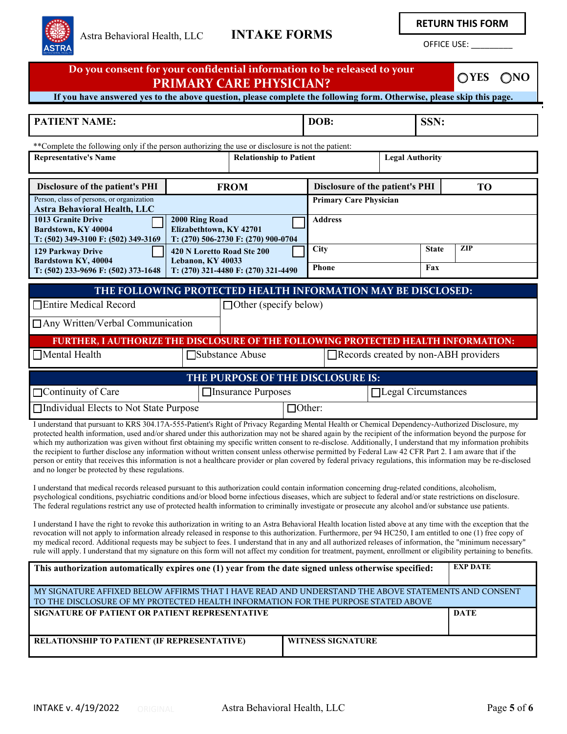Astra Behavioral Health, LLC

# INTAKE FORMS

**RETURN THIS FORM**

OFFICE USE: _________

**Do you consent for your confidential information to be released to your PRIMARY CARE PHYSICIAN?** ◯YES ◯NO

**If you have answered yes to the above question, please complete the following form. Otherwise, please skip this page.**

| PATIENT NAME: | DOB: | SSN: |
|---|---|---|
| | | |

**Complete the following only if the person authorizing the use or disclosure is not the patient:

| Representative's Name | Relationship to Patient | Legal Authority |
|---|---|---|
| | | |

| Disclosure of the patient's PHI FROM | | Disclosure of the patient's PHI TO | | |
|---|---|---|---|---|
| Person, class of persons, or organization<br>**Astra Behavioral Health, LLC** | | **Primary Care Physician** | | |
| ☐ **1013 Granite Drive<br>Bardstown, KY 40004<br>T: (502) 349-3100 F: (502) 349-3169** | ☐ **2000 Ring Road<br>Elizabethtown, KY 42701<br>T: (270) 506-2730 F: (270) 900-0704** | **Address** | | |
| ☐ **129 Parkway Drive<br>Bardstown KY, 40004<br>T: (502) 233-9696 F: (502) 373-1648** | ☐ **420 N Loretto Road Ste 200<br>Lebanon, KY 40033<br>T: (270) 321-4480 F: (270) 321-4490** | **City** | **State** | **ZIP** |
| | | **Phone** | **Fax** | |

**THE FOLLOWING PROTECTED HEALTH INFORMATION MAY BE DISCLOSED:**

☐Entire Medical Record ☐Other (specify below)

☐Any Written/Verbal Communication

**FURTHER, I AUTHORIZE THE DISCLOSURE OF THE FOLLOWING PROTECTED HEALTH INFORMATION:**

☐Mental Health ☐Substance Abuse ☐Records created by non-ABH providers

**THE PURPOSE OF THE DISCLOSURE IS:**

☐Continuity of Care ☐Insurance Purposes ☐Legal Circumstances

☐Individual Elects to Not State Purpose ☐Other:

I understand that pursuant to KRS 304.17A-555-Patient's Right of Privacy Regarding Mental Health or Chemical Dependency-Authorized Disclosure, my protected health information, used and/or shared under this authorization may not be shared again by the recipient of the information beyond the purpose for which my authorization was given without first obtaining my specific written consent to re-disclose. Additionally, I understand that my information prohibits the recipient to further disclose any information without written consent unless otherwise permitted by Federal Law 42 CFR Part 2. I am aware that if the person or entity that receives this information is not a healthcare provider or plan covered by federal privacy regulations, this information may be re-disclosed and no longer be protected by these regulations.

I understand that medical records released pursuant to this authorization could contain information concerning drug-related conditions, alcoholism, psychological conditions, psychiatric conditions and/or blood borne infectious diseases, which are subject to federal and/or state restrictions on disclosure. The federal regulations restrict any use of protected health information to criminally investigate or prosecute any alcohol and/or substance use patients.

I understand I have the right to revoke this authorization in writing to an Astra Behavioral Health location listed above at any time with the exception that the revocation will not apply to information already released in response to this authorization. Furthermore, per 94 HC250, I am entitled to one (1) free copy of my medical record. Additional requests may be subject to fees. I understand that in any and all authorized releases of information, the "minimum necessary" rule will apply. I understand that my signature on this form will not affect my condition for treatment, payment, enrollment or eligibility pertaining to benefits.

| This authorization automatically expires one (1) year from the date signed unless otherwise specified: | EXP DATE |
|---|---|
| MY SIGNATURE AFFIXED BELOW AFFIRMS THAT I HAVE READ AND UNDERSTAND THE ABOVE STATEMENTS AND CONSENT TO THE DISCLOSURE OF MY PROTECTED HEALTH INFORMATION FOR THE PURPOSE STATED ABOVE | |
| **SIGNATURE OF PATIENT OR PATIENT REPRESENTATIVE** | **DATE** |

| RELATIONSHIP TO PATIENT (IF REPRESENTATIVE) | WITNESS SIGNATURE |
|---|---|
| | |

INTAKE v. 4/19/2022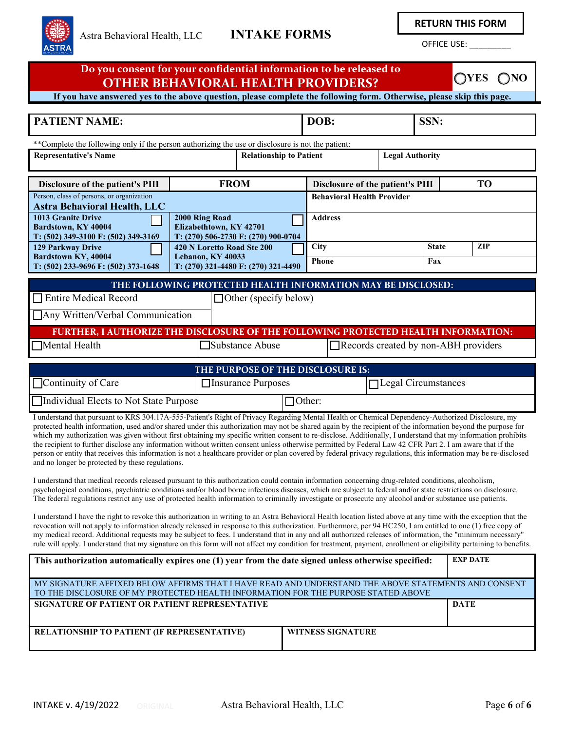Astra Behavioral Health, LLC

# INTAKE FORMS

**RETURN THIS FORM**

OFFICE USE: _________

## Do you consent for your confidential information to be released to OTHER BEHAVIORAL HEALTH PROVIDERS?

◯YES ◯NO

**If you have answered yes to the above question, please complete the following form. Otherwise, please skip this page.**

| PATIENT NAME: | DOB: | SSN: |
|---|---|---|

**Complete the following only if the person authorizing the use or disclosure is not the patient:

| Representative's Name | Relationship to Patient | Legal Authority |
|---|---|---|
| | | |

| Disclosure of the patient's PHI | FROM | Disclosure of the patient's PHI | TO |
|---|---|---|---|
| Person, class of persons, or organization **Astra Behavioral Health, LLC** | | Behavioral Health Provider | |
| **1013 Granite Drive Bardstown, KY 40004 T: (502) 349-3100 F: (502) 349-3169** ☐ | **2000 Ring Road Elizabethtown, KY 42701 T: (270) 506-2730 F: (270) 900-0704** ☐ | Address | |
| **129 Parkway Drive Bardstown KY, 40004 T: (502) 233-9696 F: (502) 373-1648** ☐ | **420 N Loretto Road Ste 200 Lebanon, KY 40033 T: (270) 321-4480 F: (270) 321-4490** ☐ | City / Phone | State / ZIP / Fax |

**THE FOLLOWING PROTECTED HEALTH INFORMATION MAY BE DISCLOSED:**

☐ Entire Medical Record ☐ Other (specify below)

☐ Any Written/Verbal Communication

**FURTHER, I AUTHORIZE THE DISCLOSURE OF THE FOLLOWING PROTECTED HEALTH INFORMATION:**

☐ Mental Health ☐ Substance Abuse ☐ Records created by non-ABH providers

**THE PURPOSE OF THE DISCLOSURE IS:**

☐ Continuity of Care ☐ Insurance Purposes ☐ Legal Circumstances

☐ Individual Elects to Not State Purpose ☐ Other:

I understand that pursuant to KRS 304.17A-555-Patient's Right of Privacy Regarding Mental Health or Chemical Dependency-Authorized Disclosure, my protected health information, used and/or shared under this authorization may not be shared again by the recipient of the information beyond the purpose for which my authorization was given without first obtaining my specific written consent to re-disclose. Additionally, I understand that my information prohibits the recipient to further disclose any information without written consent unless otherwise permitted by Federal Law 42 CFR Part 2. I am aware that if the person or entity that receives this information is not a healthcare provider or plan covered by federal privacy regulations, this information may be re-disclosed and no longer be protected by these regulations.

I understand that medical records released pursuant to this authorization could contain information concerning drug-related conditions, alcoholism, psychological conditions, psychiatric conditions and/or blood borne infectious diseases, which are subject to federal and/or state restrictions on disclosure. The federal regulations restrict any use of protected health information to criminally investigate or prosecute any alcohol and/or substance use patients.

I understand I have the right to revoke this authorization in writing to an Astra Behavioral Health location listed above at any time with the exception that the revocation will not apply to information already released in response to this authorization. Furthermore, per 94 HC250, I am entitled to one (1) free copy of my medical record. Additional requests may be subject to fees. I understand that in any and all authorized releases of information, the "minimum necessary" rule will apply. I understand that my signature on this form will not affect my condition for treatment, payment, enrollment or eligibility pertaining to benefits.

| This authorization automatically expires one (1) year from the date signed unless otherwise specified: | EXP DATE |
|---|---|

MY SIGNATURE AFFIXED BELOW AFFIRMS THAT I HAVE READ AND UNDERSTAND THE ABOVE STATEMENTS AND CONSENT TO THE DISCLOSURE OF MY PROTECTED HEALTH INFORMATION FOR THE PURPOSE STATED ABOVE

| SIGNATURE OF PATIENT OR PATIENT REPRESENTATIVE | DATE |
|---|---|
| | |

| RELATIONSHIP TO PATIENT (IF REPRESENTATIVE) | WITNESS SIGNATURE |
|---|---|
| | |

INTAKE v. 4/19/2022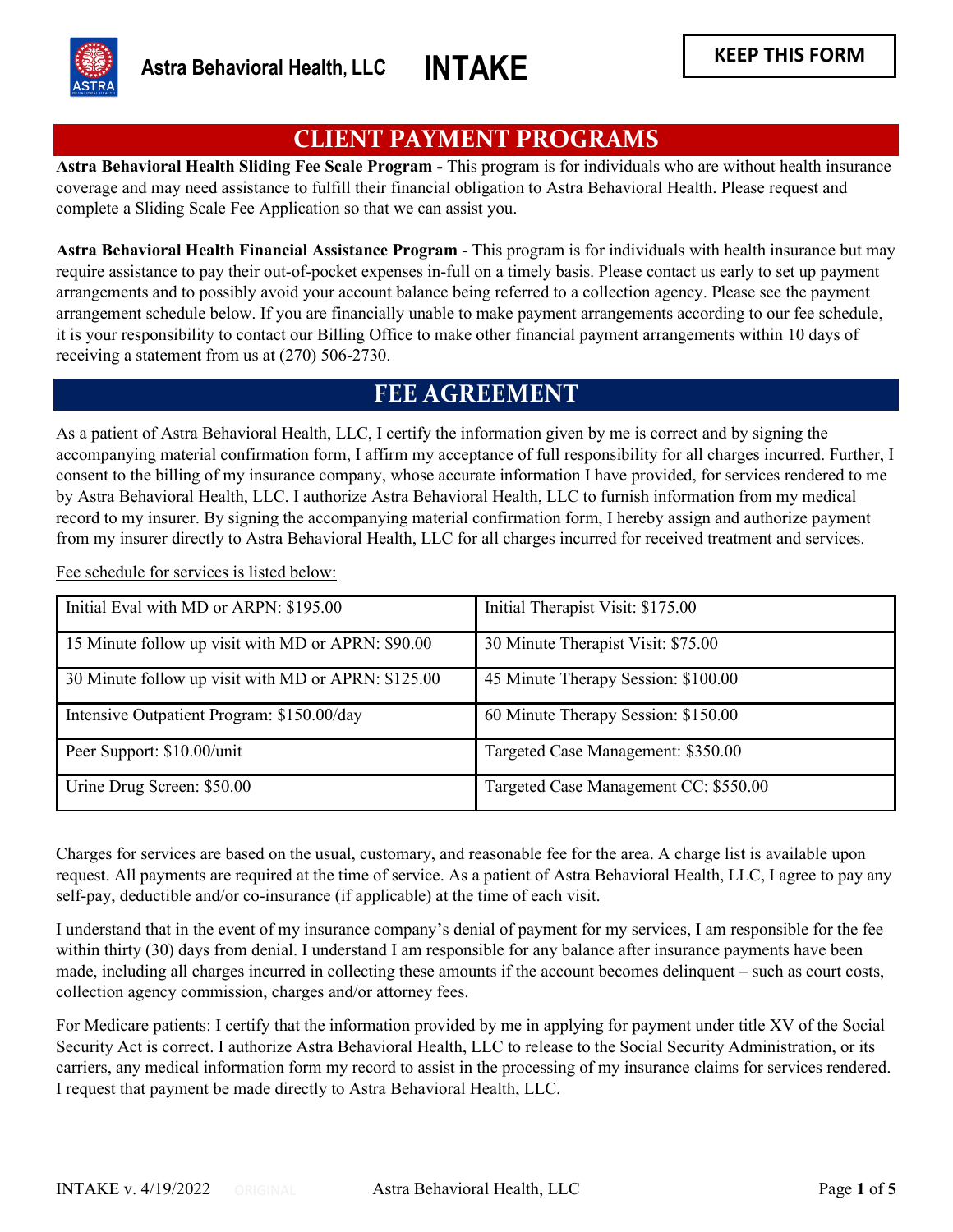Astra Behavioral Health, LLC **INTAKE**

**KEEP THIS FORM**

## CLIENT PAYMENT PROGRAMS

**Astra Behavioral Health Sliding Fee Scale Program -** This program is for individuals who are without health insurance coverage and may need assistance to fulfill their financial obligation to Astra Behavioral Health. Please request and complete a Sliding Scale Fee Application so that we can assist you.

**Astra Behavioral Health Financial Assistance Program** - This program is for individuals with health insurance but may require assistance to pay their out-of-pocket expenses in-full on a timely basis. Please contact us early to set up payment arrangements and to possibly avoid your account balance being referred to a collection agency. Please see the payment arrangement schedule below. If you are financially unable to make payment arrangements according to our fee schedule, it is your responsibility to contact our Billing Office to make other financial payment arrangements within 10 days of receiving a statement from us at (270) 506-2730.

## FEE AGREEMENT

As a patient of Astra Behavioral Health, LLC, I certify the information given by me is correct and by signing the accompanying material confirmation form, I affirm my acceptance of full responsibility for all charges incurred. Further, I consent to the billing of my insurance company, whose accurate information I have provided, for services rendered to me by Astra Behavioral Health, LLC. I authorize Astra Behavioral Health, LLC to furnish information from my medical record to my insurer. By signing the accompanying material confirmation form, I hereby assign and authorize payment from my insurer directly to Astra Behavioral Health, LLC for all charges incurred for received treatment and services.

Fee schedule for services is listed below:

| | |
|---|---|
| Initial Eval with MD or ARPN: $195.00 | Initial Therapist Visit: $175.00 |
| 15 Minute follow up visit with MD or APRN: $90.00 | 30 Minute Therapist Visit: $75.00 |
| 30 Minute follow up visit with MD or APRN: $125.00 | 45 Minute Therapy Session: $100.00 |
| Intensive Outpatient Program: $150.00/day | 60 Minute Therapy Session: $150.00 |
| Peer Support: $10.00/unit | Targeted Case Management: $350.00 |
| Urine Drug Screen: $50.00 | Targeted Case Management CC: $550.00 |

Charges for services are based on the usual, customary, and reasonable fee for the area. A charge list is available upon request. All payments are required at the time of service. As a patient of Astra Behavioral Health, LLC, I agree to pay any self-pay, deductible and/or co-insurance (if applicable) at the time of each visit.

I understand that in the event of my insurance company's denial of payment for my services, I am responsible for the fee within thirty (30) days from denial. I understand I am responsible for any balance after insurance payments have been made, including all charges incurred in collecting these amounts if the account becomes delinquent – such as court costs, collection agency commission, charges and/or attorney fees.

For Medicare patients: I certify that the information provided by me in applying for payment under title XV of the Social Security Act is correct. I authorize Astra Behavioral Health, LLC to release to the Social Security Administration, or its carriers, any medical information form my record to assist in the processing of my insurance claims for services rendered. I request that payment be made directly to Astra Behavioral Health, LLC.

INTAKE v. 4/19/2022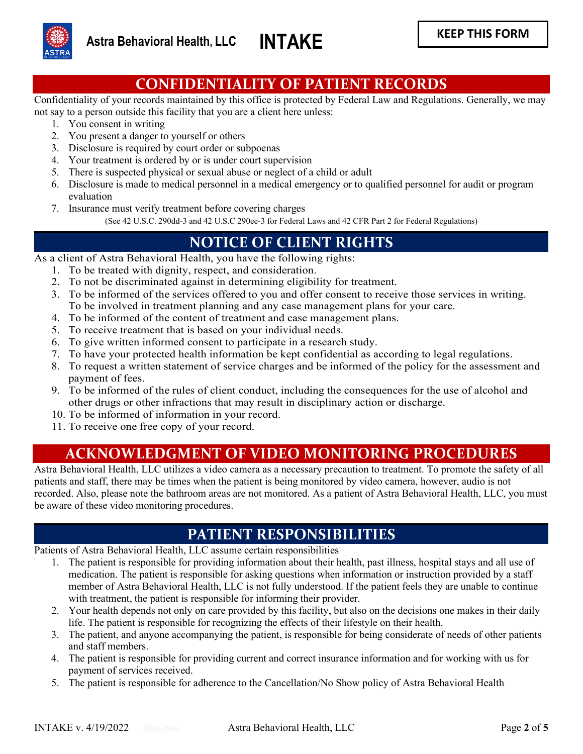Astra Behavioral Health, LLC **INTAKE** **KEEP THIS FORM**

## CONFIDENTIALITY OF PATIENT RECORDS

Confidentiality of your records maintained by this office is protected by Federal Law and Regulations. Generally, we may not say to a person outside this facility that you are a client here unless:

1. You consent in writing
2. You present a danger to yourself or others
3. Disclosure is required by court order or subpoenas
4. Your treatment is ordered by or is under court supervision
5. There is suspected physical or sexual abuse or neglect of a child or adult
6. Disclosure is made to medical personnel in a medical emergency or to qualified personnel for audit or program evaluation
7. Insurance must verify treatment before covering charges

(See 42 U.S.C. 290dd-3 and 42 U.S.C 290ee-3 for Federal Laws and 42 CFR Part 2 for Federal Regulations)

## NOTICE OF CLIENT RIGHTS

As a client of Astra Behavioral Health, you have the following rights:

1. To be treated with dignity, respect, and consideration.
2. To not be discriminated against in determining eligibility for treatment.
3. To be informed of the services offered to you and offer consent to receive those services in writing. To be involved in treatment planning and any case management plans for your care.
4. To be informed of the content of treatment and case management plans.
5. To receive treatment that is based on your individual needs.
6. To give written informed consent to participate in a research study.
7. To have your protected health information be kept confidential as according to legal regulations.
8. To request a written statement of service charges and be informed of the policy for the assessment and payment of fees.
9. To be informed of the rules of client conduct, including the consequences for the use of alcohol and other drugs or other infractions that may result in disciplinary action or discharge.
10. To be informed of information in your record.
11. To receive one free copy of your record.

## ACKNOWLEDGMENT OF VIDEO MONITORING PROCEDURES

Astra Behavioral Health, LLC utilizes a video camera as a necessary precaution to treatment. To promote the safety of all patients and staff, there may be times when the patient is being monitored by video camera, however, audio is not recorded. Also, please note the bathroom areas are not monitored. As a patient of Astra Behavioral Health, LLC, you must be aware of these video monitoring procedures.

## PATIENT RESPONSIBILITIES

Patients of Astra Behavioral Health, LLC assume certain responsibilities

1. The patient is responsible for providing information about their health, past illness, hospital stays and all use of medication. The patient is responsible for asking questions when information or instruction provided by a staff member of Astra Behavioral Health, LLC is not fully understood. If the patient feels they are unable to continue with treatment, the patient is responsible for informing their provider.
2. Your health depends not only on care provided by this facility, but also on the decisions one makes in their daily life. The patient is responsible for recognizing the effects of their lifestyle on their health.
3. The patient, and anyone accompanying the patient, is responsible for being considerate of needs of other patients and staff members.
4. The patient is responsible for providing current and correct insurance information and for working with us for payment of services received.
5. The patient is responsible for adherence to the Cancellation/No Show policy of Astra Behavioral Health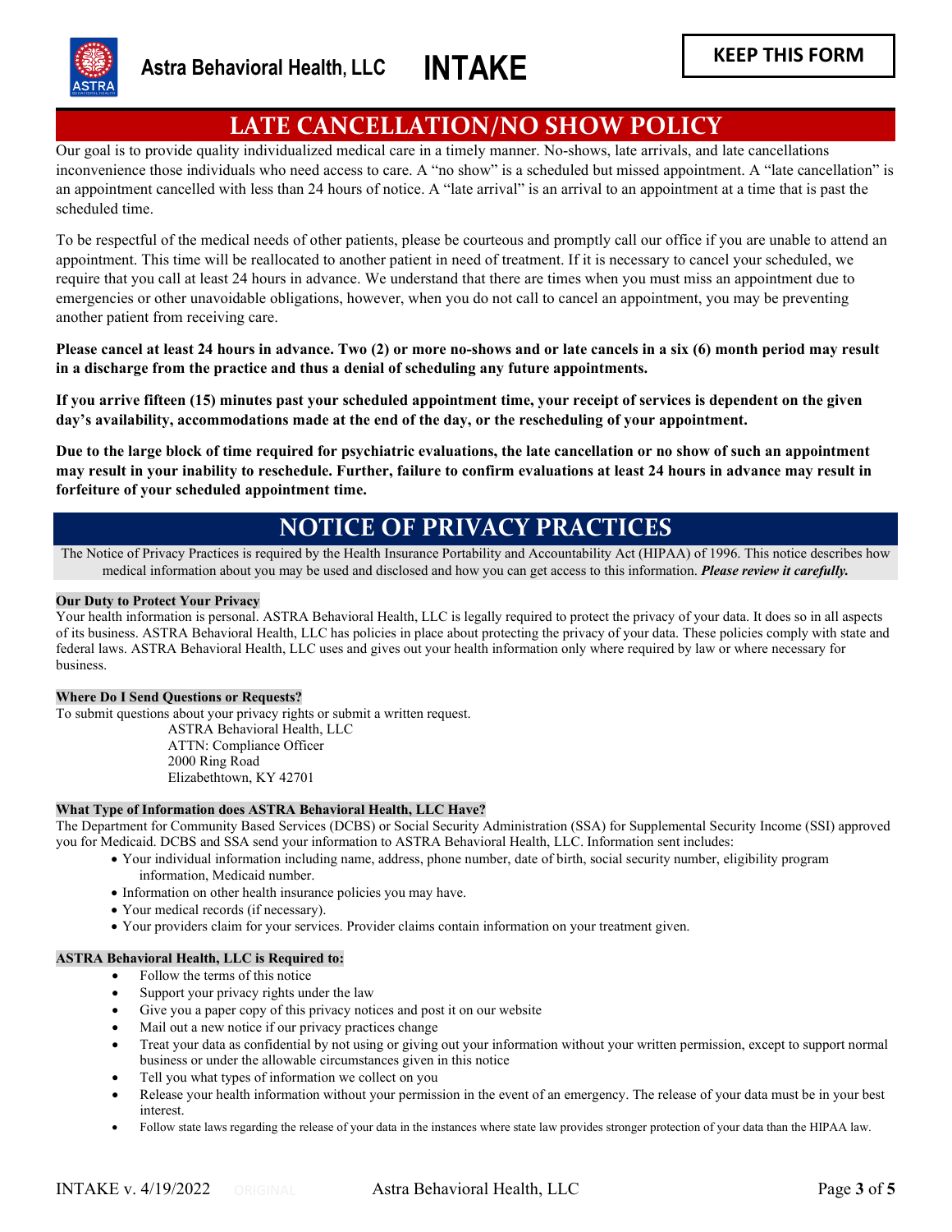Astra Behavioral Health, LLC **INTAKE**

**KEEP THIS FORM**

# LATE CANCELLATION/NO SHOW POLICY

Our goal is to provide quality individualized medical care in a timely manner. No-shows, late arrivals, and late cancellations inconvenience those individuals who need access to care. A "no show" is a scheduled but missed appointment. A "late cancellation" is an appointment cancelled with less than 24 hours of notice. A "late arrival" is an arrival to an appointment at a time that is past the scheduled time.

To be respectful of the medical needs of other patients, please be courteous and promptly call our office if you are unable to attend an appointment. This time will be reallocated to another patient in need of treatment. If it is necessary to cancel your scheduled, we require that you call at least 24 hours in advance. We understand that there are times when you must miss an appointment due to emergencies or other unavoidable obligations, however, when you do not call to cancel an appointment, you may be preventing another patient from receiving care.

**Please cancel at least 24 hours in advance. Two (2) or more no-shows and or late cancels in a six (6) month period may result in a discharge from the practice and thus a denial of scheduling any future appointments.**

**If you arrive fifteen (15) minutes past your scheduled appointment time, your receipt of services is dependent on the given day's availability, accommodations made at the end of the day, or the rescheduling of your appointment.**

**Due to the large block of time required for psychiatric evaluations, the late cancellation or no show of such an appointment may result in your inability to reschedule. Further, failure to confirm evaluations at least 24 hours in advance may result in forfeiture of your scheduled appointment time.**

# NOTICE OF PRIVACY PRACTICES

The Notice of Privacy Practices is required by the Health Insurance Portability and Accountability Act (HIPAA) of 1996. This notice describes how medical information about you may be used and disclosed and how you can get access to this information. ***Please review it carefully.***

### Our Duty to Protect Your Privacy

Your health information is personal. ASTRA Behavioral Health, LLC is legally required to protect the privacy of your data. It does so in all aspects of its business. ASTRA Behavioral Health, LLC has policies in place about protecting the privacy of your data. These policies comply with state and federal laws. ASTRA Behavioral Health, LLC uses and gives out your health information only where required by law or where necessary for business.

### Where Do I Send Questions or Requests?

To submit questions about your privacy rights or submit a written request.

ASTRA Behavioral Health, LLC
ATTN: Compliance Officer
2000 Ring Road
Elizabethtown, KY 42701

### What Type of Information does ASTRA Behavioral Health, LLC Have?

The Department for Community Based Services (DCBS) or Social Security Administration (SSA) for Supplemental Security Income (SSI) approved you for Medicaid. DCBS and SSA send your information to ASTRA Behavioral Health, LLC. Information sent includes:

- Your individual information including name, address, phone number, date of birth, social security number, eligibility program information, Medicaid number.
- Information on other health insurance policies you may have.
- Your medical records (if necessary).
- Your providers claim for your services. Provider claims contain information on your treatment given.

### ASTRA Behavioral Health, LLC is Required to:

- Follow the terms of this notice
- Support your privacy rights under the law
- Give you a paper copy of this privacy notices and post it on our website
- Mail out a new notice if our privacy practices change
- Treat your data as confidential by not using or giving out your information without your written permission, except to support normal business or under the allowable circumstances given in this notice
- Tell you what types of information we collect on you
- Release your health information without your permission in the event of an emergency. The release of your data must be in your best interest.
- Follow state laws regarding the release of your data in the instances where state law provides stronger protection of your data than the HIPAA law.

INTAKE v. 4/19/2022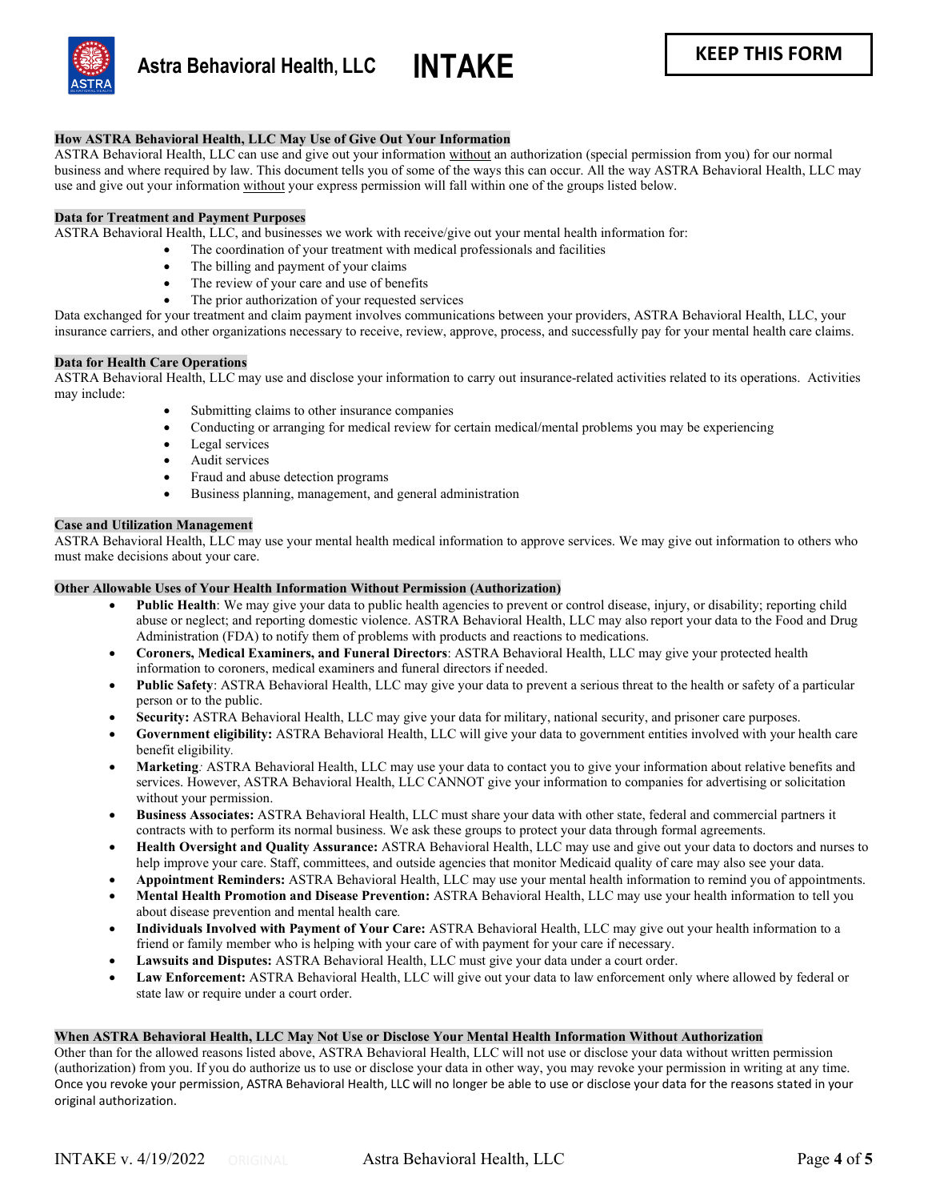# Astra Behavioral Health, LLC INTAKE

**KEEP THIS FORM**

### How ASTRA Behavioral Health, LLC May Use of Give Out Your Information

ASTRA Behavioral Health, LLC can use and give out your information without an authorization (special permission from you) for our normal business and where required by law. This document tells you of some of the ways this can occur. All the way ASTRA Behavioral Health, LLC may use and give out your information without your express permission will fall within one of the groups listed below.

### Data for Treatment and Payment Purposes

ASTRA Behavioral Health, LLC, and businesses we work with receive/give out your mental health information for:

- The coordination of your treatment with medical professionals and facilities
- The billing and payment of your claims
- The review of your care and use of benefits
- The prior authorization of your requested services

Data exchanged for your treatment and claim payment involves communications between your providers, ASTRA Behavioral Health, LLC, your insurance carriers, and other organizations necessary to receive, review, approve, process, and successfully pay for your mental health care claims.

### Data for Health Care Operations

ASTRA Behavioral Health, LLC may use and disclose your information to carry out insurance-related activities related to its operations. Activities may include:

- Submitting claims to other insurance companies
- Conducting or arranging for medical review for certain medical/mental problems you may be experiencing
- Legal services
- Audit services
- Fraud and abuse detection programs
- Business planning, management, and general administration

### Case and Utilization Management

ASTRA Behavioral Health, LLC may use your mental health medical information to approve services. We may give out information to others who must make decisions about your care.

### Other Allowable Uses of Your Health Information Without Permission (Authorization)

- **Public Health**: We may give your data to public health agencies to prevent or control disease, injury, or disability; reporting child abuse or neglect; and reporting domestic violence. ASTRA Behavioral Health, LLC may also report your data to the Food and Drug Administration (FDA) to notify them of problems with products and reactions to medications.
- **Coroners, Medical Examiners, and Funeral Directors**: ASTRA Behavioral Health, LLC may give your protected health information to coroners, medical examiners and funeral directors if needed.
- **Public Safety**: ASTRA Behavioral Health, LLC may give your data to prevent a serious threat to the health or safety of a particular person or to the public.
- **Security:** ASTRA Behavioral Health, LLC may give your data for military, national security, and prisoner care purposes.
- **Government eligibility:** ASTRA Behavioral Health, LLC will give your data to government entities involved with your health care benefit eligibility.
- **Marketing**: ASTRA Behavioral Health, LLC may use your data to contact you to give your information about relative benefits and services. However, ASTRA Behavioral Health, LLC CANNOT give your information to companies for advertising or solicitation without your permission.
- **Business Associates:** ASTRA Behavioral Health, LLC must share your data with other state, federal and commercial partners it contracts with to perform its normal business. We ask these groups to protect your data through formal agreements.
- **Health Oversight and Quality Assurance:** ASTRA Behavioral Health, LLC may use and give out your data to doctors and nurses to help improve your care. Staff, committees, and outside agencies that monitor Medicaid quality of care may also see your data.
- **Appointment Reminders:** ASTRA Behavioral Health, LLC may use your mental health information to remind you of appointments.
- **Mental Health Promotion and Disease Prevention:** ASTRA Behavioral Health, LLC may use your health information to tell you about disease prevention and mental health care.
- **Individuals Involved with Payment of Your Care:** ASTRA Behavioral Health, LLC may give out your health information to a friend or family member who is helping with your care of with payment for your care if necessary.
- **Lawsuits and Disputes:** ASTRA Behavioral Health, LLC must give your data under a court order.
- **Law Enforcement:** ASTRA Behavioral Health, LLC will give out your data to law enforcement only where allowed by federal or state law or require under a court order.

### When ASTRA Behavioral Health, LLC May Not Use or Disclose Your Mental Health Information Without Authorization

Other than for the allowed reasons listed above, ASTRA Behavioral Health, LLC will not use or disclose your data without written permission (authorization) from you. If you do authorize us to use or disclose your data in other way, you may revoke your permission in writing at any time. Once you revoke your permission, ASTRA Behavioral Health, LLC will no longer be able to use or disclose your data for the reasons stated in your original authorization.

INTAKE v. 4/19/2022 ORIGINAL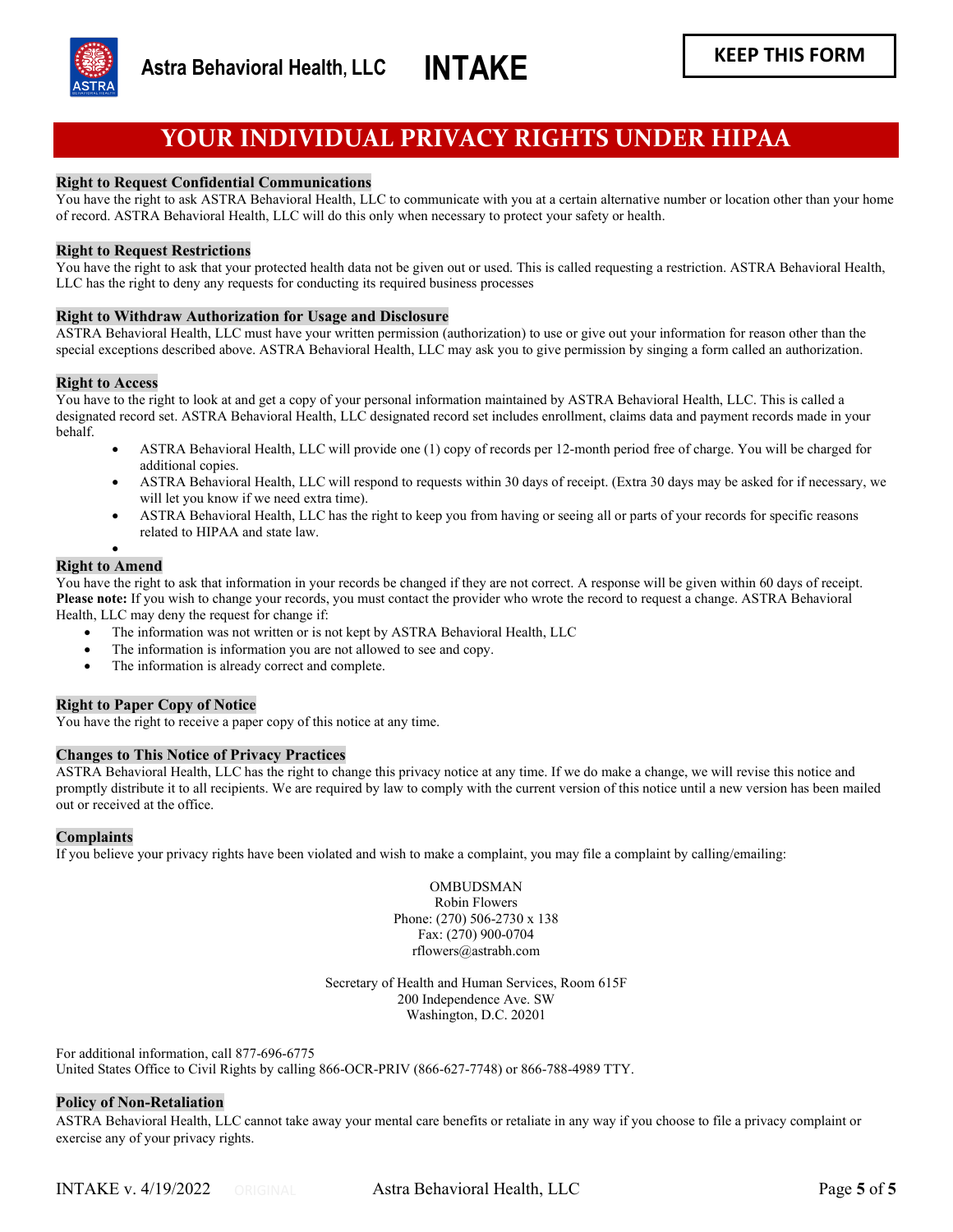Astra Behavioral Health, LLC **INTAKE**

**KEEP THIS FORM**

# YOUR INDIVIDUAL PRIVACY RIGHTS UNDER HIPAA

### Right to Request Confidential Communications

You have the right to ask ASTRA Behavioral Health, LLC to communicate with you at a certain alternative number or location other than your home of record. ASTRA Behavioral Health, LLC will do this only when necessary to protect your safety or health.

### Right to Request Restrictions

You have the right to ask that your protected health data not be given out or used. This is called requesting a restriction. ASTRA Behavioral Health, LLC has the right to deny any requests for conducting its required business processes

### Right to Withdraw Authorization for Usage and Disclosure

ASTRA Behavioral Health, LLC must have your written permission (authorization) to use or give out your information for reason other than the special exceptions described above. ASTRA Behavioral Health, LLC may ask you to give permission by singing a form called an authorization.

### Right to Access

You have to the right to look at and get a copy of your personal information maintained by ASTRA Behavioral Health, LLC. This is called a designated record set. ASTRA Behavioral Health, LLC designated record set includes enrollment, claims data and payment records made in your behalf.

- ASTRA Behavioral Health, LLC will provide one (1) copy of records per 12-month period free of charge. You will be charged for additional copies.
- ASTRA Behavioral Health, LLC will respond to requests within 30 days of receipt. (Extra 30 days may be asked for if necessary, we will let you know if we need extra time).
- ASTRA Behavioral Health, LLC has the right to keep you from having or seeing all or parts of your records for specific reasons related to HIPAA and state law.

### Right to Amend

You have the right to ask that information in your records be changed if they are not correct. A response will be given within 60 days of receipt. **Please note:** If you wish to change your records, you must contact the provider who wrote the record to request a change. ASTRA Behavioral Health, LLC may deny the request for change if:

- The information was not written or is not kept by ASTRA Behavioral Health, LLC
- The information is information you are not allowed to see and copy.
- The information is already correct and complete.

### Right to Paper Copy of Notice

You have the right to receive a paper copy of this notice at any time.

### Changes to This Notice of Privacy Practices

ASTRA Behavioral Health, LLC has the right to change this privacy notice at any time. If we do make a change, we will revise this notice and promptly distribute it to all recipients. We are required by law to comply with the current version of this notice until a new version has been mailed out or received at the office.

### Complaints

If you believe your privacy rights have been violated and wish to make a complaint, you may file a complaint by calling/emailing:

OMBUDSMAN
Robin Flowers
Phone: (270) 506-2730 x 138
Fax: (270) 900-0704
rflowers@astrabh.com

Secretary of Health and Human Services, Room 615F
200 Independence Ave. SW
Washington, D.C. 20201

For additional information, call 877-696-6775
United States Office to Civil Rights by calling 866-OCR-PRIV (866-627-7748) or 866-788-4989 TTY.

### Policy of Non-Retaliation

ASTRA Behavioral Health, LLC cannot take away your mental care benefits or retaliate in any way if you choose to file a privacy complaint or exercise any of your privacy rights.